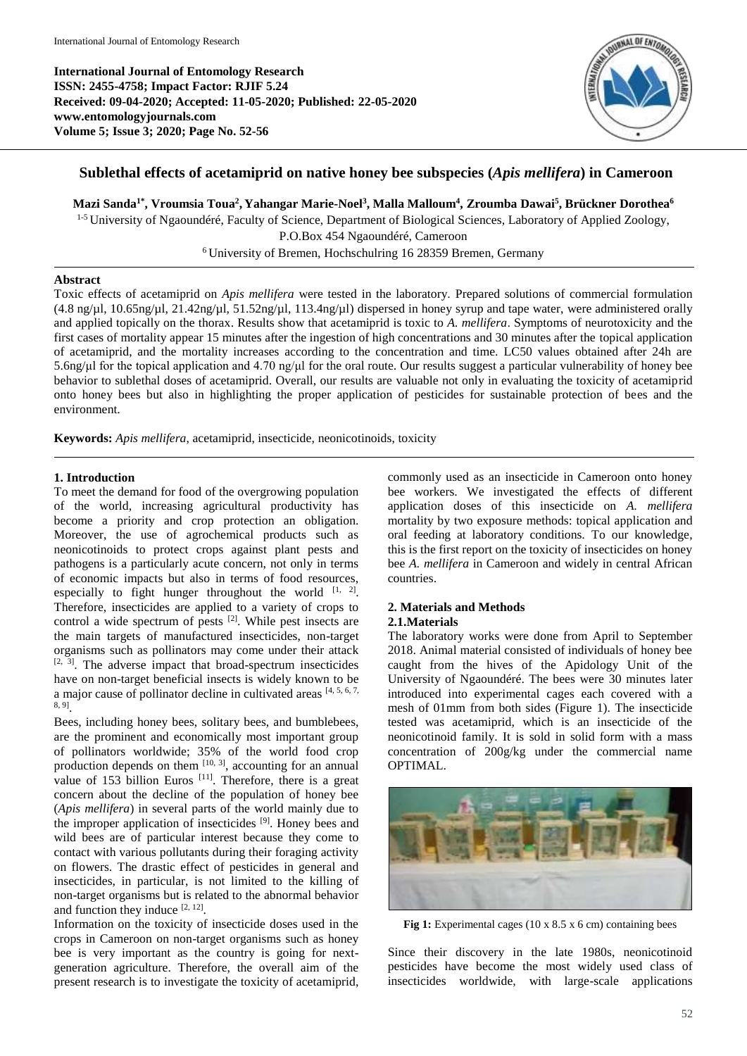International Journal of Entomology Research
ISSN: 2455-4758; Impact Factor: RJIF 5.24
Received: 09-04-2020; Accepted: 11-05-2020; Published: 22-05-2020
www.entomologyjournals.com
Volume 5; Issue 3; 2020; Page No. 52-56

# Sublethal effects of acetamiprid on native honey bee subspecies (*Apis mellifera*) in Cameroon

**Mazi Sanda[1*], Vroumsia Toua[2], Yahangar Marie-Noel[3], Malla Malloum[4], Zroumba Dawai[5], Brückner Dorothea[6]**

[1-5] University of Ngaoundéré, Faculty of Science, Department of Biological Sciences, Laboratory of Applied Zoology, P.O.Box 454 Ngaoundéré, Cameroon

[6] University of Bremen, Hochschulring 16 28359 Bremen, Germany

## Abstract

Toxic effects of acetamiprid on *Apis mellifera* were tested in the laboratory. Prepared solutions of commercial formulation (4.8 ng/µl, 10.65ng/µl, 21.42ng/µl, 51.52ng/µl, 113.4ng/µl) dispersed in honey syrup and tape water, were administered orally and applied topically on the thorax. Results show that acetamiprid is toxic to *A. mellifera*. Symptoms of neurotoxicity and the first cases of mortality appear 15 minutes after the ingestion of high concentrations and 30 minutes after the topical application of acetamiprid, and the mortality increases according to the concentration and time. LC50 values obtained after 24h are 5.6ng/µl for the topical application and 4.70 ng/µl for the oral route. Our results suggest a particular vulnerability of honey bee behavior to sublethal doses of acetamiprid. Overall, our results are valuable not only in evaluating the toxicity of acetamiprid onto honey bees but also in highlighting the proper application of pesticides for sustainable protection of bees and the environment.

**Keywords:** *Apis mellifera*, acetamiprid, insecticide, neonicotinoids, toxicity

## 1. Introduction

To meet the demand for food of the overgrowing population of the world, increasing agricultural productivity has become a priority and crop protection an obligation. Moreover, the use of agrochemical products such as neonicotinoids to protect crops against plant pests and pathogens is a particularly acute concern, not only in terms of economic impacts but also in terms of food resources, especially to fight hunger throughout the world [1, 2]. Therefore, insecticides are applied to a variety of crops to control a wide spectrum of pests [2]. While pest insects are the main targets of manufactured insecticides, non-target organisms such as pollinators may come under their attack [2, 3]. The adverse impact that broad-spectrum insecticides have on non-target beneficial insects is widely known to be a major cause of pollinator decline in cultivated areas [4, 5, 6, 7, 8, 9].

Bees, including honey bees, solitary bees, and bumblebees, are the prominent and economically most important group of pollinators worldwide; 35% of the world food crop production depends on them [10, 3], accounting for an annual value of 153 billion Euros [11]. Therefore, there is a great concern about the decline of the population of honey bee (*Apis mellifera*) in several parts of the world mainly due to the improper application of insecticides [9]. Honey bees and wild bees are of particular interest because they come to contact with various pollutants during their foraging activity on flowers. The drastic effect of pesticides in general and insecticides, in particular, is not limited to the killing of non-target organisms but is related to the abnormal behavior and function they induce [2, 12].

Information on the toxicity of insecticide doses used in the crops in Cameroon on non-target organisms such as honey bee is very important as the country is going for next-generation agriculture. Therefore, the overall aim of the present research is to investigate the toxicity of acetamiprid, commonly used as an insecticide in Cameroon onto honey bee workers. We investigated the effects of different application doses of this insecticide on *A. mellifera* mortality by two exposure methods: topical application and oral feeding at laboratory conditions. To our knowledge, this is the first report on the toxicity of insecticides on honey bee *A. mellifera* in Cameroon and widely in central African countries.

## 2. Materials and Methods

### 2.1. Materials

The laboratory works were done from April to September 2018. Animal material consisted of individuals of honey bee caught from the hives of the Apidology Unit of the University of Ngaoundéré. The bees were 30 minutes later introduced into experimental cages each covered with a mesh of 01mm from both sides (Figure 1). The insecticide tested was acetamiprid, which is an insecticide of the neonicotinoid family. It is sold in solid form with a mass concentration of 200g/kg under the commercial name OPTIMAL.

**Fig 1:** Experimental cages (10 x 8.5 x 6 cm) containing bees

Since their discovery in the late 1980s, neonicotinoid pesticides have become the most widely used class of insecticides worldwide, with large-scale applications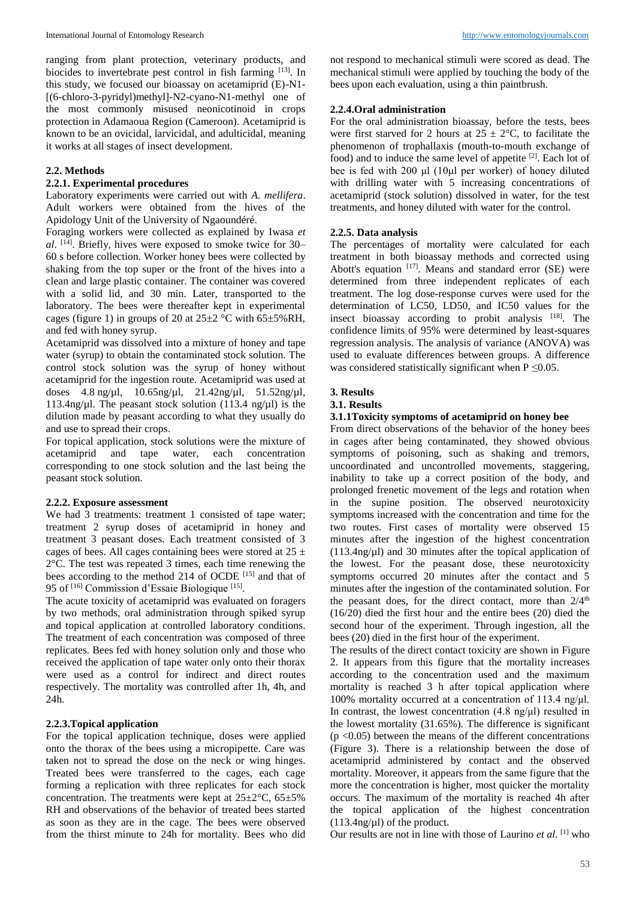ranging from plant protection, veterinary products, and biocides to invertebrate pest control in fish farming [13]. In this study, we focused our bioassay on acetamiprid (E)-N1-[(6-chloro-3-pyridyl)methyl]-N2-cyano-N1-methyl one of the most commonly misused neonicotinoid in crops protection in Adamaoua Region (Cameroon). Acetamiprid is known to be an ovicidal, larvicidal, and adulticidal, meaning it works at all stages of insect development.

### 2.2. Methods

#### 2.2.1. Experimental procedures

Laboratory experiments were carried out with *A. mellifera*. Adult workers were obtained from the hives of the Apidology Unit of the University of Ngaoundéré.

Foraging workers were collected as explained by Iwasa *et al*. [14]. Briefly, hives were exposed to smoke twice for 30–60 s before collection. Worker honey bees were collected by shaking from the top super or the front of the hives into a clean and large plastic container. The container was covered with a solid lid, and 30 min. Later, transported to the laboratory. The bees were thereafter kept in experimental cages (figure 1) in groups of 20 at 25±2 °C with 65±5%RH, and fed with honey syrup.

Acetamiprid was dissolved into a mixture of honey and tape water (syrup) to obtain the contaminated stock solution. The control stock solution was the syrup of honey without acetamiprid for the ingestion route. Acetamiprid was used at doses 4.8 ng/µl, 10.65ng/µl, 21.42ng/µl, 51.52ng/µl, 113.4ng/µl. The peasant stock solution (113.4 ng/µl) is the dilution made by peasant according to what they usually do and use to spread their crops.

For topical application, stock solutions were the mixture of acetamiprid and tape water, each concentration corresponding to one stock solution and the last being the peasant stock solution.

#### 2.2.2. Exposure assessment

We had 3 treatments: treatment 1 consisted of tape water; treatment 2 syrup doses of acetamiprid in honey and treatment 3 peasant doses. Each treatment consisted of 3 cages of bees. All cages containing bees were stored at 25 ± 2°C. The test was repeated 3 times, each time renewing the bees according to the method 214 of OCDE [15] and that of 95 of [16] Commission d'Essaie Biologique [15].

The acute toxicity of acetamiprid was evaluated on foragers by two methods, oral administration through spiked syrup and topical application at controlled laboratory conditions. The treatment of each concentration was composed of three replicates. Bees fed with honey solution only and those who received the application of tape water only onto their thorax were used as a control for indirect and direct routes respectively. The mortality was controlled after 1h, 4h, and 24h.

#### 2.2.3.Topical application

For the topical application technique, doses were applied onto the thorax of the bees using a micropipette. Care was taken not to spread the dose on the neck or wing hinges. Treated bees were transferred to the cages, each cage forming a replication with three replicates for each stock concentration. The treatments were kept at 25±2°C, 65±5% RH and observations of the behavior of treated bees started as soon as they are in the cage. The bees were observed from the thirst minute to 24h for mortality. Bees who did not respond to mechanical stimuli were scored as dead. The mechanical stimuli were applied by touching the body of the bees upon each evaluation, using a thin paintbrush.

#### 2.2.4.Oral administration

For the oral administration bioassay, before the tests, bees were first starved for 2 hours at 25 ± 2°C, to facilitate the phenomenon of trophallaxis (mouth-to-mouth exchange of food) and to induce the same level of appetite [2]. Each lot of bee is fed with 200 µl (10µl per worker) of honey diluted with drilling water with 5 increasing concentrations of acetamiprid (stock solution) dissolved in water, for the test treatments, and honey diluted with water for the control.

#### 2.2.5. Data analysis

The percentages of mortality were calculated for each treatment in both bioassay methods and corrected using Abott's equation [17]. Means and standard error (SE) were determined from three independent replicates of each treatment. The log dose-response curves were used for the determination of LC50, LD50, and IC50 values for the insect bioassay according to probit analysis [18]. The confidence limits of 95% were determined by least-squares regression analysis. The analysis of variance (ANOVA) was used to evaluate differences between groups. A difference was considered statistically significant when P ≤0.05.

## 3. Results

### 3.1. Results

#### 3.1.1Toxicity symptoms of acetamiprid on honey bee

From direct observations of the behavior of the honey bees in cages after being contaminated, they showed obvious symptoms of poisoning, such as shaking and tremors, uncoordinated and uncontrolled movements, staggering, inability to take up a correct position of the body, and prolonged frenetic movement of the legs and rotation when in the supine position. The observed neurotoxicity symptoms increased with the concentration and time for the two routes. First cases of mortality were observed 15 minutes after the ingestion of the highest concentration (113.4ng/µl) and 30 minutes after the topical application of the lowest. For the peasant dose, these neurotoxicity symptoms occurred 20 minutes after the contact and 5 minutes after the ingestion of the contaminated solution. For the peasant does, for the direct contact, more than 2/4th (16/20) died the first hour and the entire bees (20) died the second hour of the experiment. Through ingestion, all the bees (20) died in the first hour of the experiment.

The results of the direct contact toxicity are shown in Figure 2. It appears from this figure that the mortality increases according to the concentration used and the maximum mortality is reached 3 h after topical application where 100% mortality occurred at a concentration of 113.4 ng/µl. In contrast, the lowest concentration (4.8 ng/µl) resulted in the lowest mortality (31.65%). The difference is significant ($p < 0.05$) between the means of the different concentrations (Figure 3). There is a relationship between the dose of acetamiprid administered by contact and the observed mortality. Moreover, it appears from the same figure that the more the concentration is higher, most quicker the mortality occurs. The maximum of the mortality is reached 4h after the topical application of the highest concentration (113.4ng/µl) of the product.

Our results are not in line with those of Laurino *et al*. [1] who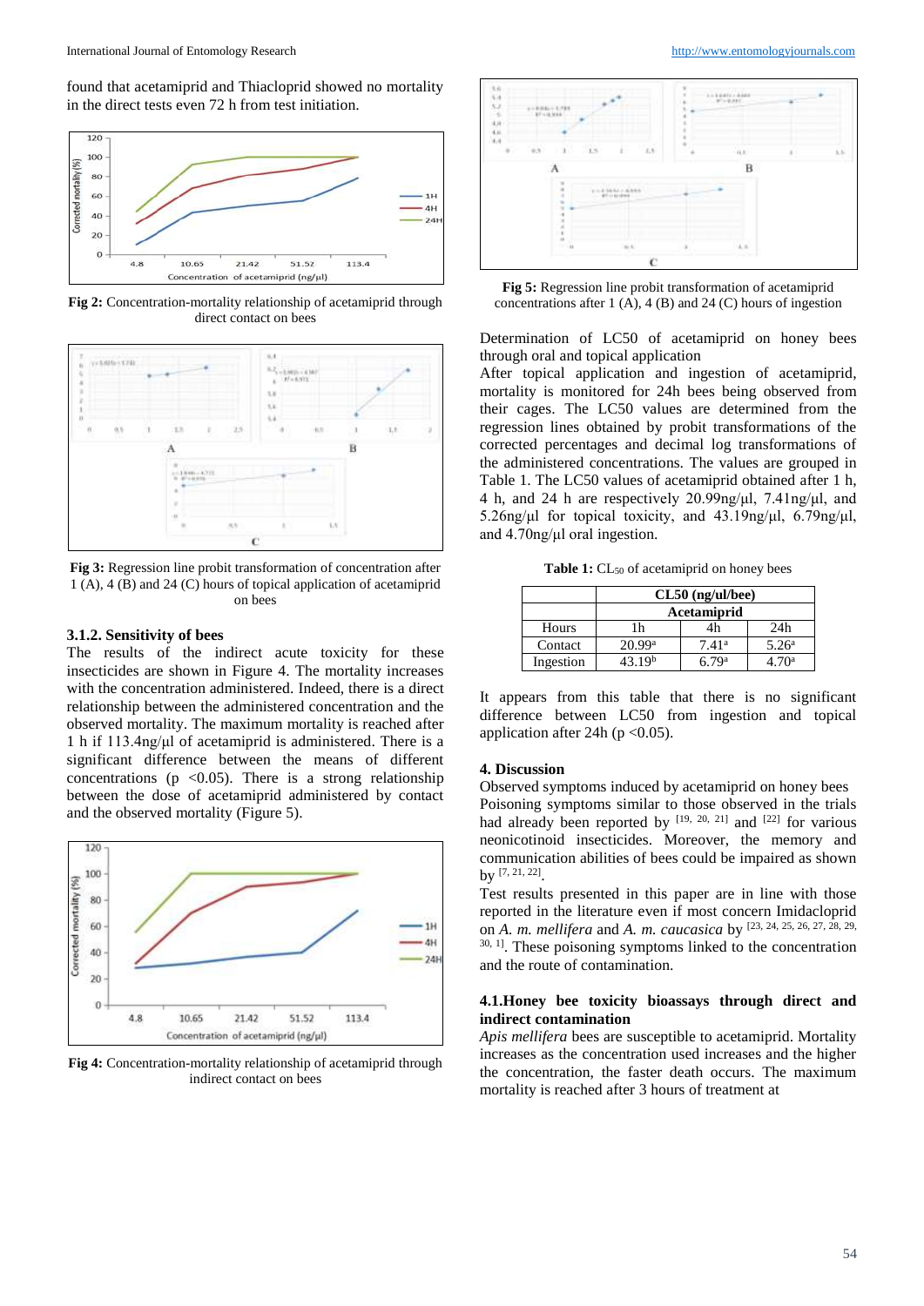found that acetamiprid and Thiacloprid showed no mortality in the direct tests even 72 h from test initiation.

Fig 2: Concentration-mortality relationship of acetamiprid through direct contact on bees

Fig 3: Regression line probit transformation of concentration after 1 (A), 4 (B) and 24 (C) hours of topical application of acetamiprid on bees

### 3.1.2. Sensitivity of bees

The results of the indirect acute toxicity for these insecticides are shown in Figure 4. The mortality increases with the concentration administered. Indeed, there is a direct relationship between the administered concentration and the observed mortality. The maximum mortality is reached after 1 h if 113.4ng/µl of acetamiprid is administered. There is a significant difference between the means of different concentrations ($p < 0.05$). There is a strong relationship between the dose of acetamiprid administered by contact and the observed mortality (Figure 5).

Fig 4: Concentration-mortality relationship of acetamiprid through indirect contact on bees

Fig 5: Regression line probit transformation of acetamiprid concentrations after 1 (A), 4 (B) and 24 (C) hours of ingestion

Determination of LC50 of acetamiprid on honey bees through oral and topical application

After topical application and ingestion of acetamiprid, mortality is monitored for 24h bees being observed from their cages. The LC50 values are determined from the regression lines obtained by probit transformations of the corrected percentages and decimal log transformations of the administered concentrations. The values are grouped in Table 1. The LC50 values of acetamiprid obtained after 1 h, 4 h, and 24 h are respectively 20.99ng/µl, 7.41ng/µl, and 5.26ng/µl for topical toxicity, and 43.19ng/µl, 6.79ng/µl, and 4.70ng/µl oral ingestion.

**Table 1:** $CL_{50}$ of acetamiprid on honey bees

| | CL50 (ng/ul/bee) | | |
|---|---|---|---|
| | Acetamiprid | | |
| Hours | 1h | 4h | 24h |
| Contact | 20.99$^a$ | 7.41$^a$ | 5.26$^a$ |
| Ingestion | 43.19$^b$ | 6.79$^a$ | 4.70$^a$ |

It appears from this table that there is no significant difference between LC50 from ingestion and topical application after 24h ($p < 0.05$).

## 4. Discussion

Observed symptoms induced by acetamiprid on honey bees

Poisoning symptoms similar to those observed in the trials had already been reported by [19, 20, 21] and [22] for various neonicotinoid insecticides. Moreover, the memory and communication abilities of bees could be impaired as shown by [7, 21, 22].

Test results presented in this paper are in line with those reported in the literature even if most concern Imidacloprid on *A. m. mellifera* and *A. m. caucasica* by [23, 24, 25, 26, 27, 28, 29, 30, 1]. These poisoning symptoms linked to the concentration and the route of contamination.

### 4.1. Honey bee toxicity bioassays through direct and indirect contamination

*Apis mellifera* bees are susceptible to acetamiprid. Mortality increases as the concentration used increases and the higher the concentration, the faster death occurs. The maximum mortality is reached after 3 hours of treatment at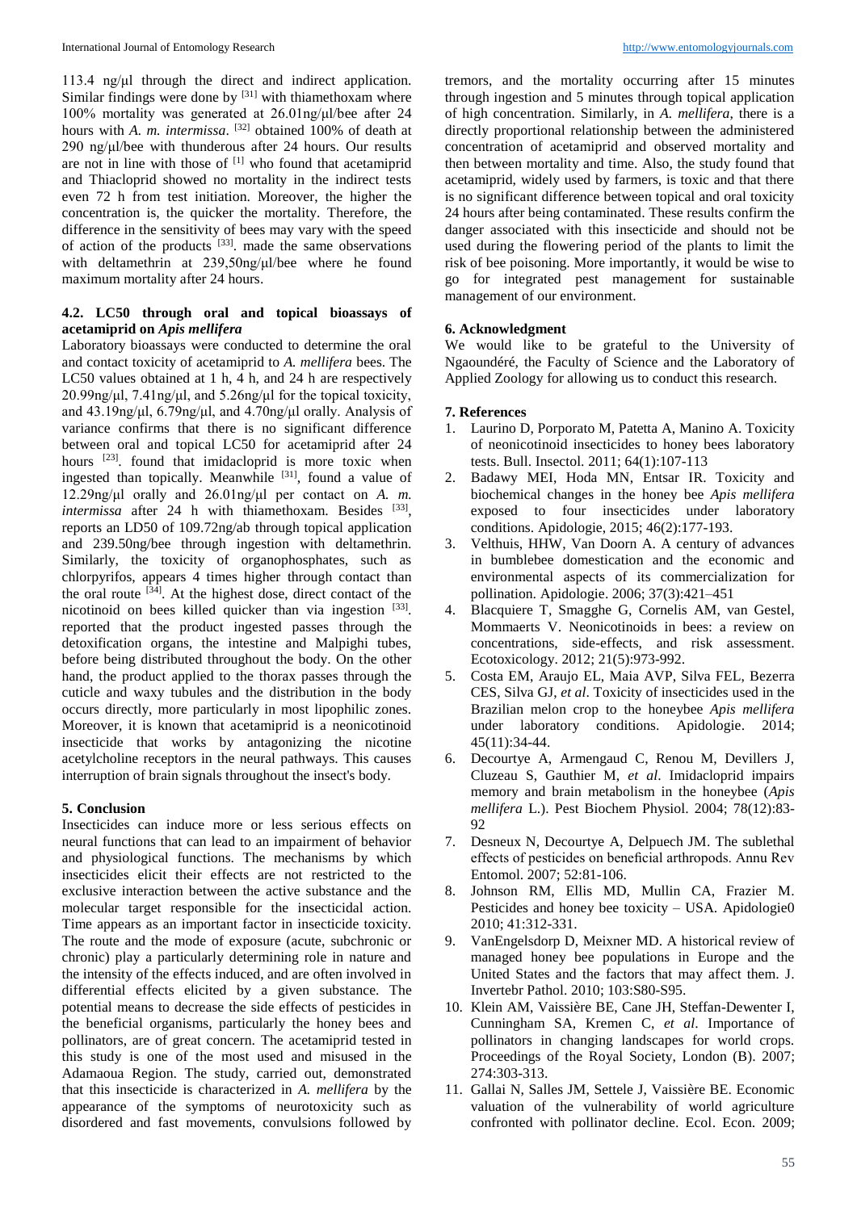113.4 ng/µl through the direct and indirect application. Similar findings were done by [31] with thiamethoxam where 100% mortality was generated at 26.01ng/µl/bee after 24 hours with *A. m. intermissa*. [32] obtained 100% of death at 290 ng/µl/bee with thunderous after 24 hours. Our results are not in line with those of [1] who found that acetamiprid and Thiacloprid showed no mortality in the indirect tests even 72 h from test initiation. Moreover, the higher the concentration is, the quicker the mortality. Therefore, the difference in the sensitivity of bees may vary with the speed of action of the products [33]. made the same observations with deltamethrin at 239,50ng/µl/bee where he found maximum mortality after 24 hours.

### 4.2. LC50 through oral and topical bioassays of acetamiprid on *Apis mellifera*

Laboratory bioassays were conducted to determine the oral and contact toxicity of acetamiprid to *A. mellifera* bees. The LC50 values obtained at 1 h, 4 h, and 24 h are respectively 20.99ng/µl, 7.41ng/µl, and 5.26ng/µl for the topical toxicity, and 43.19ng/µl, 6.79ng/µl, and 4.70ng/µl orally. Analysis of variance confirms that there is no significant difference between oral and topical LC50 for acetamiprid after 24 hours [23]. found that imidacloprid is more toxic when ingested than topically. Meanwhile [31], found a value of 12.29ng/µl orally and 26.01ng/µl per contact on *A. m. intermissa* after 24 h with thiamethoxam. Besides [33], reports an LD50 of 109.72ng/ab through topical application and 239.50ng/bee through ingestion with deltamethrin. Similarly, the toxicity of organophosphates, such as chlorpyrifos, appears 4 times higher through contact than the oral route [34]. At the highest dose, direct contact of the nicotinoid on bees killed quicker than via ingestion [33]. reported that the product ingested passes through the detoxification organs, the intestine and Malpighi tubes, before being distributed throughout the body. On the other hand, the product applied to the thorax passes through the cuticle and waxy tubules and the distribution in the body occurs directly, more particularly in most lipophilic zones. Moreover, it is known that acetamiprid is a neonicotinoid insecticide that works by antagonizing the nicotine acetylcholine receptors in the neural pathways. This causes interruption of brain signals throughout the insect's body.

## 5. Conclusion

Insecticides can induce more or less serious effects on neural functions that can lead to an impairment of behavior and physiological functions. The mechanisms by which insecticides elicit their effects are not restricted to the exclusive interaction between the active substance and the molecular target responsible for the insecticidal action. Time appears as an important factor in insecticide toxicity. The route and the mode of exposure (acute, subchronic or chronic) play a particularly determining role in nature and the intensity of the effects induced, and are often involved in differential effects elicited by a given substance. The potential means to decrease the side effects of pesticides in the beneficial organisms, particularly the honey bees and pollinators, are of great concern. The acetamiprid tested in this study is one of the most used and misused in the Adamaoua Region. The study, carried out, demonstrated that this insecticide is characterized in *A. mellifera* by the appearance of the symptoms of neurotoxicity such as disordered and fast movements, convulsions followed by tremors, and the mortality occurring after 15 minutes through ingestion and 5 minutes through topical application of high concentration. Similarly, in *A. mellifera*, there is a directly proportional relationship between the administered concentration of acetamiprid and observed mortality and then between mortality and time. Also, the study found that acetamiprid, widely used by farmers, is toxic and that there is no significant difference between topical and oral toxicity 24 hours after being contaminated. These results confirm the danger associated with this insecticide and should not be used during the flowering period of the plants to limit the risk of bee poisoning. More importantly, it would be wise to go for integrated pest management for sustainable management of our environment.

## 6. Acknowledgment

We would like to be grateful to the University of Ngaoundéré, the Faculty of Science and the Laboratory of Applied Zoology for allowing us to conduct this research.

## 7. References

1. Laurino D, Porporato M, Patetta A, Manino A. Toxicity of neonicotinoid insecticides to honey bees laboratory tests. Bull. Insectol. 2011; 64(1):107-113
2. Badawy MEI, Hoda MN, Entsar IR. Toxicity and biochemical changes in the honey bee *Apis mellifera* exposed to four insecticides under laboratory conditions. Apidologie, 2015; 46(2):177-193.
3. Velthuis, HHW, Van Doorn A. A century of advances in bumblebee domestication and the economic and environmental aspects of its commercialization for pollination. Apidologie. 2006; 37(3):421–451
4. Blacquiere T, Smagghe G, Cornelis AM, van Gestel, Mommaerts V. Neonicotinoids in bees: a review on concentrations, side-effects, and risk assessment. Ecotoxicology. 2012; 21(5):973-992.
5. Costa EM, Araujo EL, Maia AVP, Silva FEL, Bezerra CES, Silva GJ, *et al*. Toxicity of insecticides used in the Brazilian melon crop to the honeybee *Apis mellifera* under laboratory conditions. Apidologie. 2014; 45(11):34-44.
6. Decourtye A, Armengaud C, Renou M, Devillers J, Cluzeau S, Gauthier M, *et al*. Imidacloprid impairs memory and brain metabolism in the honeybee (*Apis mellifera* L.). Pest Biochem Physiol. 2004; 78(12):83-92
7. Desneux N, Decourtye A, Delpuech JM. The sublethal effects of pesticides on beneficial arthropods. Annu Rev Entomol. 2007; 52:81-106.
8. Johnson RM, Ellis MD, Mullin CA, Frazier M. Pesticides and honey bee toxicity – USA. Apidologie0 2010; 41:312-331.
9. VanEngelsdorp D, Meixner MD. A historical review of managed honey bee populations in Europe and the United States and the factors that may affect them. J. Invertebr Pathol. 2010; 103:S80-S95.
10. Klein AM, Vaissière BE, Cane JH, Steffan-Dewenter I, Cunningham SA, Kremen C, *et al*. Importance of pollinators in changing landscapes for world crops. Proceedings of the Royal Society, London (B). 2007; 274:303-313.
11. Gallai N, Salles JM, Settele J, Vaissière BE. Economic valuation of the vulnerability of world agriculture confronted with pollinator decline. Ecol. Econ. 2009;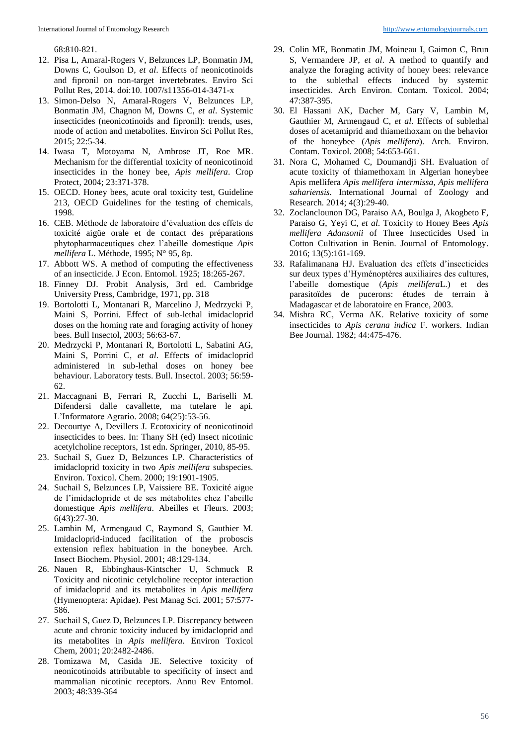68:810-821.

12. Pisa L, Amaral-Rogers V, Belzunces LP, Bonmatin JM, Downs C, Goulson D, *et al*. Effects of neonicotinoids and fipronil on non-target invertebrates. Enviro Sci Pollut Res, 2014. doi:10. 1007/s11356-014-3471-x
13. Simon-Delso N, Amaral-Rogers V, Belzunces LP, Bonmatin JM, Chagnon M, Downs C, *et al*. Systemic insecticides (neonicotinoids and fipronil): trends, uses, mode of action and metabolites. Environ Sci Pollut Res, 2015; 22:5-34.
14. Iwasa T, Motoyama N, Ambrose JT, Roe MR. Mechanism for the differential toxicity of neonicotinoid insecticides in the honey bee, *Apis mellifera*. Crop Protect, 2004; 23:371-378.
15. OECD. Honey bees, acute oral toxicity test, Guideline 213, OECD Guidelines for the testing of chemicals, 1998.
16. CEB. Méthode de laboratoire d'évaluation des effets de toxicité aigüe orale et de contact des préparations phytopharmaceutiques chez l'abeille domestique *Apis mellifera* L. Méthode, 1995; N° 95, 8p.
17. Abbott WS. A method of computing the effectiveness of an insecticide. J Econ. Entomol. 1925; 18:265-267.
18. Finney DJ. Probit Analysis, 3rd ed. Cambridge University Press, Cambridge, 1971, pp. 318
19. Bortolotti L, Montanari R, Marcelino J, Medrzycki P, Maini S, Porrini. Effect of sub-lethal imidacloprid doses on the homing rate and foraging activity of honey bees. Bull Insectol, 2003; 56:63-67.
20. Medrzycki P, Montanari R, Bortolotti L, Sabatini AG, Maini S, Porrini C, *et al*. Effects of imidacloprid administered in sub-lethal doses on honey bee behaviour. Laboratory tests. Bull. Insectol. 2003; 56:59-62.
21. Maccagnani B, Ferrari R, Zucchi L, Bariselli M. Difendersi dalle cavallette, ma tutelare le api. L'Informatore Agrario. 2008; 64(25):53-56.
22. Decourtye A, Devillers J. Ecotoxicity of neonicotinoid insecticides to bees. In: Thany SH (ed) Insect nicotinic acetylcholine receptors, 1st edn. Springer, 2010, 85-95.
23. Suchail S, Guez D, Belzunces LP. Characteristics of imidacloprid toxicity in two *Apis mellifera* subspecies. Environ. Toxicol. Chem. 2000; 19:1901-1905.
24. Suchail S, Belzunces LP, Vaissiere BE. Toxicité aigue de l'imidaclopride et de ses métabolites chez l'abeille domestique *Apis mellifera*. Abeilles et Fleurs. 2003; 6(43):27-30.
25. Lambin M, Armengaud C, Raymond S, Gauthier M. Imidacloprid-induced facilitation of the proboscis extension reflex habituation in the honeybee. Arch. Insect Biochem. Physiol. 2001; 48:129-134.
26. Nauen R, Ebbinghaus-Kintscher U, Schmuck R Toxicity and nicotinic cetylcholine receptor interaction of imidacloprid and its metabolites in *Apis mellifera* (Hymenoptera: Apidae). Pest Manag Sci. 2001; 57:577-586.
27. Suchail S, Guez D, Belzunces LP. Discrepancy between acute and chronic toxicity induced by imidacloprid and its metabolites in *Apis mellifera*. Environ Toxicol Chem, 2001; 20:2482-2486.
28. Tomizawa M, Casida JE. Selective toxicity of neonicotinoids attributable to specificity of insect and mammalian nicotinic receptors. Annu Rev Entomol. 2003; 48:339-364
29. Colin ME, Bonmatin JM, Moineau I, Gaimon C, Brun S, Vermandere JP, *et al*. A method to quantify and analyze the foraging activity of honey bees: relevance to the sublethal effects induced by systemic insecticides. Arch Environ. Contam. Toxicol. 2004; 47:387-395.
30. El Hassani AK, Dacher M, Gary V, Lambin M, Gauthier M, Armengaud C, *et al*. Effects of sublethal doses of acetamiprid and thiamethoxam on the behavior of the honeybee (*Apis mellifera*). Arch. Environ. Contam. Toxicol. 2008; 54:653-661.
31. Nora C, Mohamed C, Doumandji SH. Evaluation of acute toxicity of thiamethoxam in Algerian honeybee Apis mellifera *Apis mellifera intermissa, Apis mellifera sahariensis.* International Journal of Zoology and Research. 2014; 4(3):29-40.
32. Zoclanclounon DG, Paraiso AA, Boulga J, Akogbeto F, Paraiso G, Yeyi C, *et al.* Toxicity to Honey Bees *Apis mellifera Adansonii* of Three Insecticides Used in Cotton Cultivation in Benin. Journal of Entomology. 2016; 13(5):161-169.
33. Rafalimanana HJ. Evaluation des effets d'insecticides sur deux types d'Hyménoptères auxiliaires des cultures, l'abeille domestique (*Apis mellifera*L.) et des parasitoïdes de pucerons: études de terrain à Madagascar et de laboratoire en France, 2003.
34. Mishra RC, Verma AK. Relative toxicity of some insecticides to *Apis cerana indica* F. workers. Indian Bee Journal. 1982; 44:475-476.